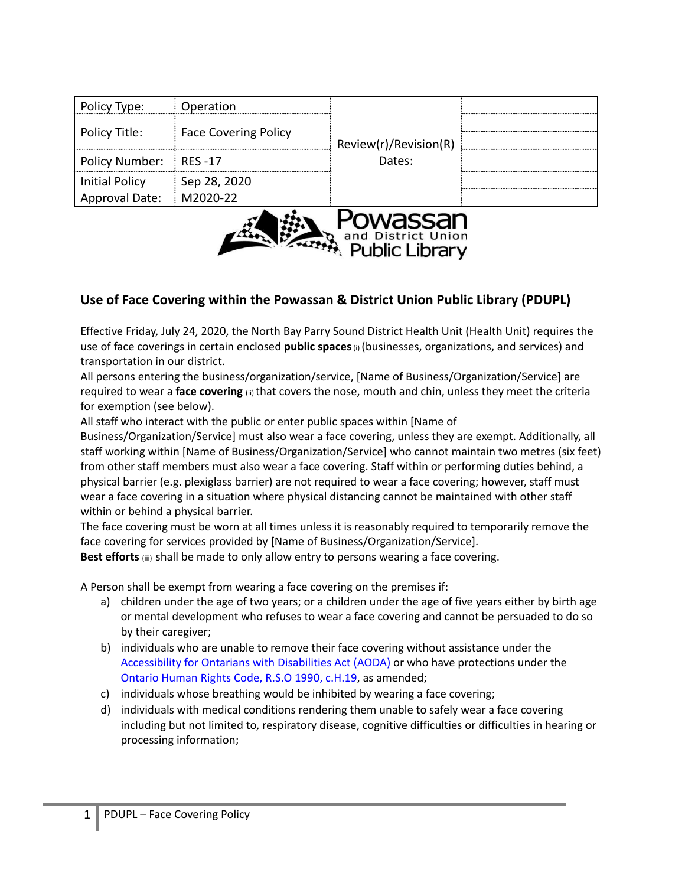| Policy Type: | Operation | Review(r)/Revision(R) Dates: | |
|---|---|---|---|
| Policy Title: | Face Covering Policy | | |
| Policy Number: | RES -17 | | |
| Initial Policy Approval Date: | Sep 28, 2020 M2020-22 | | |

Powassan and District Union Public Library

## Use of Face Covering within the Powassan & District Union Public Library (PDUPL)

Effective Friday, July 24, 2020, the North Bay Parry Sound District Health Unit (Health Unit) requires the use of face coverings in certain enclosed **public spaces** (i) (businesses, organizations, and services) and transportation in our district.

All persons entering the business/organization/service, [Name of Business/Organization/Service] are required to wear a **face covering** (ii) that covers the nose, mouth and chin, unless they meet the criteria for exemption (see below).

All staff who interact with the public or enter public spaces within [Name of Business/Organization/Service] must also wear a face covering, unless they are exempt. Additionally, all staff working within [Name of Business/Organization/Service] who cannot maintain two metres (six feet) from other staff members must also wear a face covering. Staff within or performing duties behind, a physical barrier (e.g. plexiglass barrier) are not required to wear a face covering; however, staff must wear a face covering in a situation where physical distancing cannot be maintained with other staff within or behind a physical barrier.

The face covering must be worn at all times unless it is reasonably required to temporarily remove the face covering for services provided by [Name of Business/Organization/Service].

**Best efforts** (iii) shall be made to only allow entry to persons wearing a face covering.

A Person shall be exempt from wearing a face covering on the premises if:

a) children under the age of two years; or a children under the age of five years either by birth age or mental development who refuses to wear a face covering and cannot be persuaded to do so by their caregiver;
b) individuals who are unable to remove their face covering without assistance under the Accessibility for Ontarians with Disabilities Act (AODA) or who have protections under the Ontario Human Rights Code, R.S.O 1990, c.H.19, as amended;
c) individuals whose breathing would be inhibited by wearing a face covering;
d) individuals with medical conditions rendering them unable to safely wear a face covering including but not limited to, respiratory disease, cognitive difficulties or difficulties in hearing or processing information;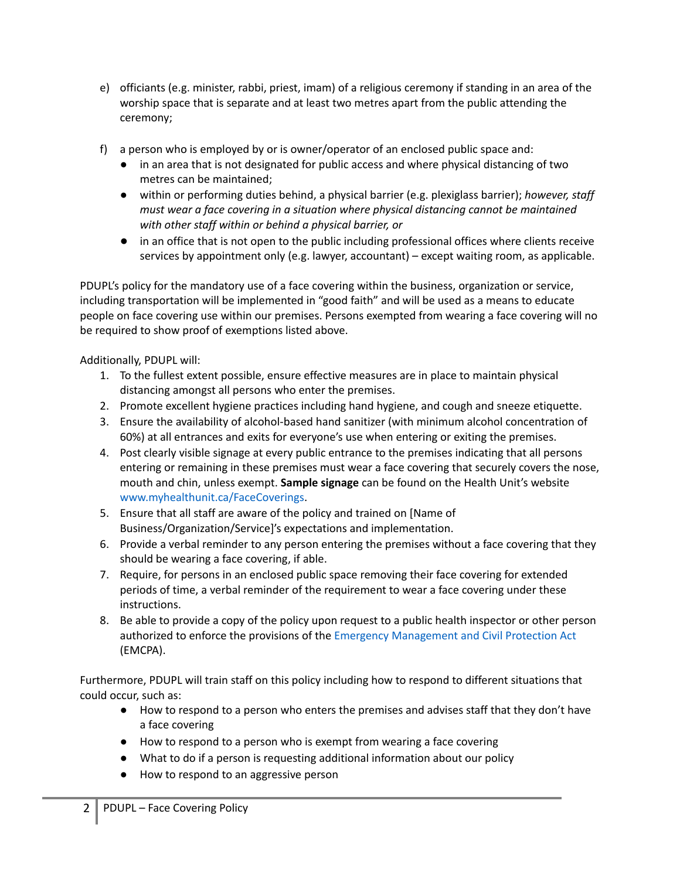e) officiants (e.g. minister, rabbi, priest, imam) of a religious ceremony if standing in an area of the worship space that is separate and at least two metres apart from the public attending the ceremony;

f) a person who is employed by or is owner/operator of an enclosed public space and:
   - in an area that is not designated for public access and where physical distancing of two metres can be maintained;
   - within or performing duties behind, a physical barrier (e.g. plexiglass barrier); *however, staff must wear a face covering in a situation where physical distancing cannot be maintained with other staff within or behind a physical barrier, or*
   - in an office that is not open to the public including professional offices where clients receive services by appointment only (e.g. lawyer, accountant) – except waiting room, as applicable.

PDUPL's policy for the mandatory use of a face covering within the business, organization or service, including transportation will be implemented in "good faith" and will be used as a means to educate people on face covering use within our premises. Persons exempted from wearing a face covering will no be required to show proof of exemptions listed above.

Additionally, PDUPL will:

1. To the fullest extent possible, ensure effective measures are in place to maintain physical distancing amongst all persons who enter the premises.
2. Promote excellent hygiene practices including hand hygiene, and cough and sneeze etiquette.
3. Ensure the availability of alcohol-based hand sanitizer (with minimum alcohol concentration of 60%) at all entrances and exits for everyone's use when entering or exiting the premises.
4. Post clearly visible signage at every public entrance to the premises indicating that all persons entering or remaining in these premises must wear a face covering that securely covers the nose, mouth and chin, unless exempt. **Sample signage** can be found on the Health Unit's website www.myhealthunit.ca/FaceCoverings.
5. Ensure that all staff are aware of the policy and trained on [Name of Business/Organization/Service]'s expectations and implementation.
6. Provide a verbal reminder to any person entering the premises without a face covering that they should be wearing a face covering, if able.
7. Require, for persons in an enclosed public space removing their face covering for extended periods of time, a verbal reminder of the requirement to wear a face covering under these instructions.
8. Be able to provide a copy of the policy upon request to a public health inspector or other person authorized to enforce the provisions of the Emergency Management and Civil Protection Act (EMCPA).

Furthermore, PDUPL will train staff on this policy including how to respond to different situations that could occur, such as:

- How to respond to a person who enters the premises and advises staff that they don't have a face covering
- How to respond to a person who is exempt from wearing a face covering
- What to do if a person is requesting additional information about our policy
- How to respond to an aggressive person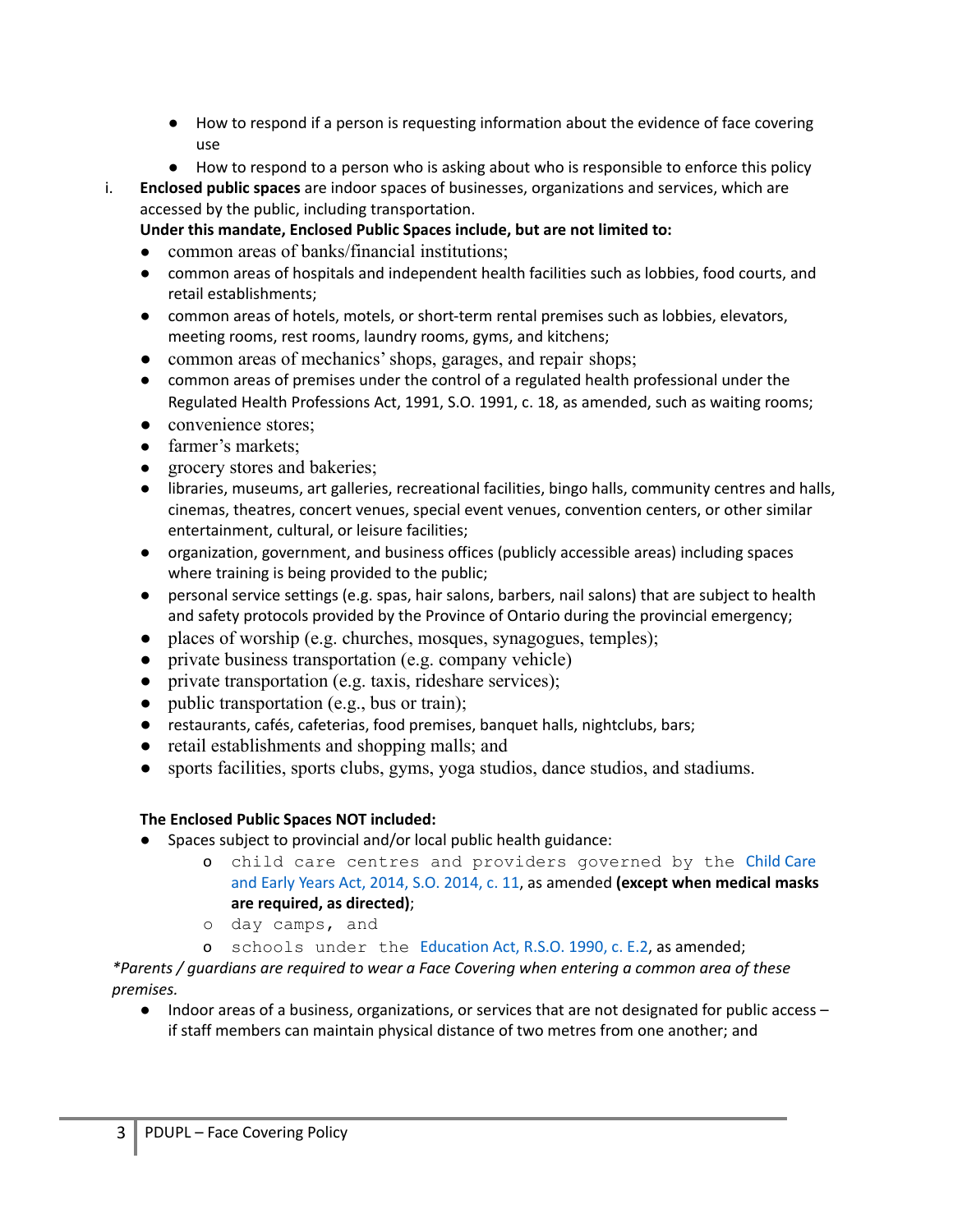- How to respond if a person is requesting information about the evidence of face covering use
- How to respond to a person who is asking about who is responsible to enforce this policy

i. **Enclosed public spaces** are indoor spaces of businesses, organizations and services, which are accessed by the public, including transportation.

**Under this mandate, Enclosed Public Spaces include, but are not limited to:**

- common areas of banks/financial institutions;
- common areas of hospitals and independent health facilities such as lobbies, food courts, and retail establishments;
- common areas of hotels, motels, or short-term rental premises such as lobbies, elevators, meeting rooms, rest rooms, laundry rooms, gyms, and kitchens;
- common areas of mechanics' shops, garages, and repair shops;
- common areas of premises under the control of a regulated health professional under the Regulated Health Professions Act, 1991, S.O. 1991, c. 18, as amended, such as waiting rooms;
- convenience stores;
- farmer's markets;
- grocery stores and bakeries;
- libraries, museums, art galleries, recreational facilities, bingo halls, community centres and halls, cinemas, theatres, concert venues, special event venues, convention centers, or other similar entertainment, cultural, or leisure facilities;
- organization, government, and business offices (publicly accessible areas) including spaces where training is being provided to the public;
- personal service settings (e.g. spas, hair salons, barbers, nail salons) that are subject to health and safety protocols provided by the Province of Ontario during the provincial emergency;
- places of worship (e.g. churches, mosques, synagogues, temples);
- private business transportation (e.g. company vehicle)
- private transportation (e.g. taxis, rideshare services);
- public transportation (e.g., bus or train);
- restaurants, cafés, cafeterias, food premises, banquet halls, nightclubs, bars;
- retail establishments and shopping malls; and
- sports facilities, sports clubs, gyms, yoga studios, dance studios, and stadiums.

**The Enclosed Public Spaces NOT included:**

- Spaces subject to provincial and/or local public health guidance:
  - child care centres and providers governed by the Child Care and Early Years Act, 2014, S.O. 2014, c. 11, as amended **(except when medical masks are required, as directed)**;
  - day camps, and
  - schools under the Education Act, R.S.O. 1990, c. E.2, as amended;

*\*Parents / guardians are required to wear a Face Covering when entering a common area of these premises.*

- Indoor areas of a business, organizations, or services that are not designated for public access – if staff members can maintain physical distance of two metres from one another; and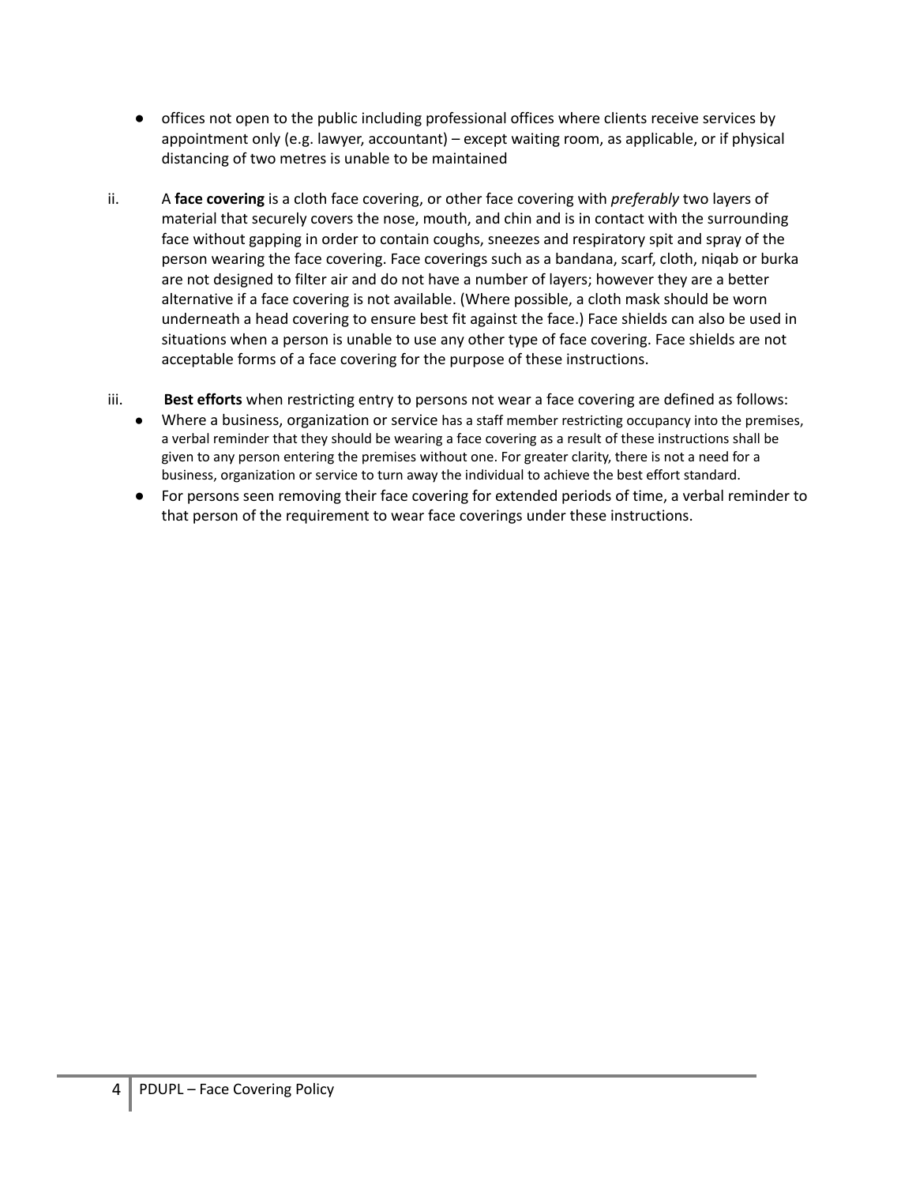- offices not open to the public including professional offices where clients receive services by appointment only (e.g. lawyer, accountant) – except waiting room, as applicable, or if physical distancing of two metres is unable to be maintained

ii. A **face covering** is a cloth face covering, or other face covering with *preferably* two layers of material that securely covers the nose, mouth, and chin and is in contact with the surrounding face without gapping in order to contain coughs, sneezes and respiratory spit and spray of the person wearing the face covering. Face coverings such as a bandana, scarf, cloth, niqab or burka are not designed to filter air and do not have a number of layers; however they are a better alternative if a face covering is not available. (Where possible, a cloth mask should be worn underneath a head covering to ensure best fit against the face.) Face shields can also be used in situations when a person is unable to use any other type of face covering. Face shields are not acceptable forms of a face covering for the purpose of these instructions.

iii. **Best efforts** when restricting entry to persons not wear a face covering are defined as follows:

- Where a business, organization or service has a staff member restricting occupancy into the premises, a verbal reminder that they should be wearing a face covering as a result of these instructions shall be given to any person entering the premises without one. For greater clarity, there is not a need for a business, organization or service to turn away the individual to achieve the best effort standard.
- For persons seen removing their face covering for extended periods of time, a verbal reminder to that person of the requirement to wear face coverings under these instructions.